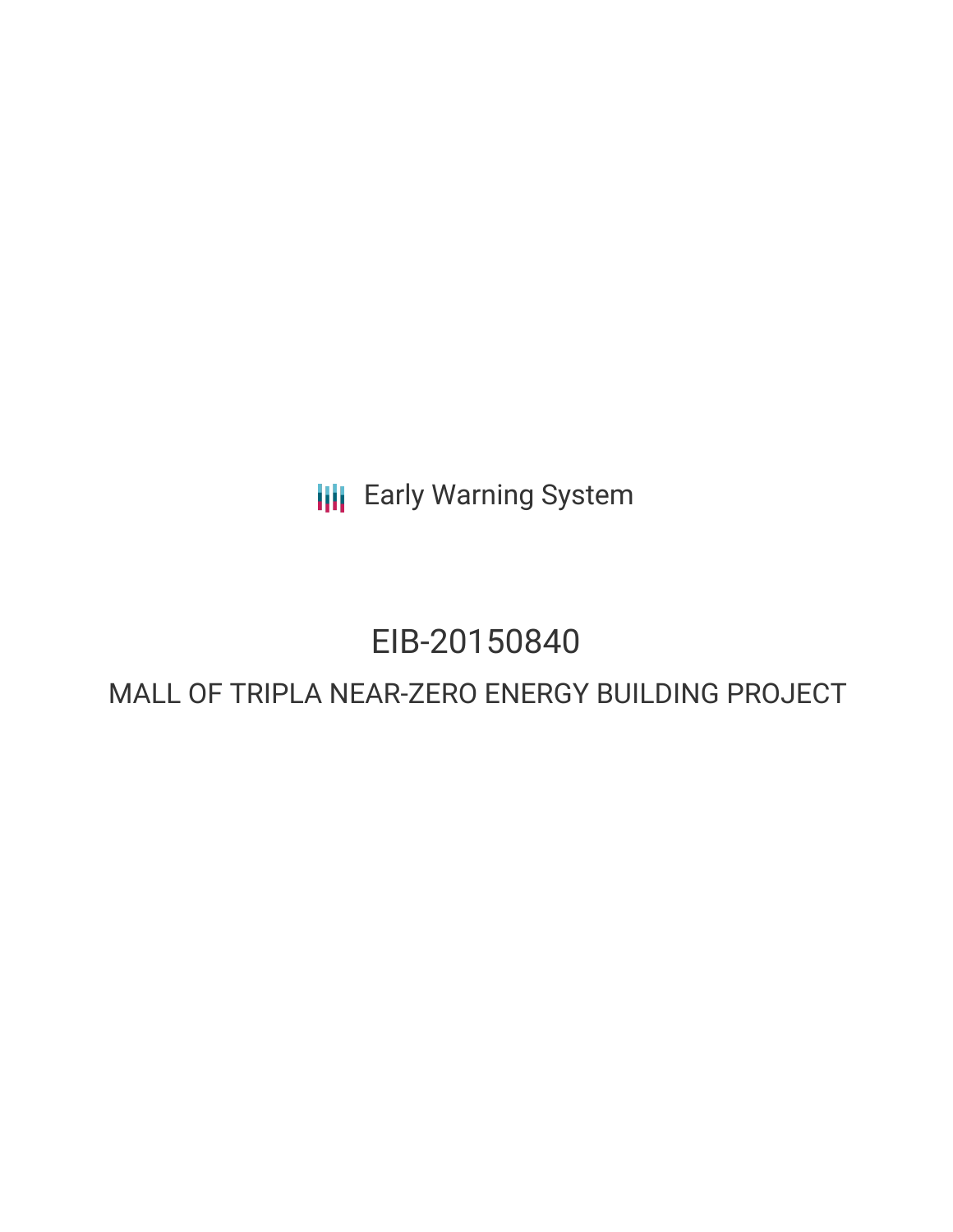Early Warning System

# EIB-20150840

## MALL OF TRIPLA NEAR-ZERO ENERGY BUILDING PROJECT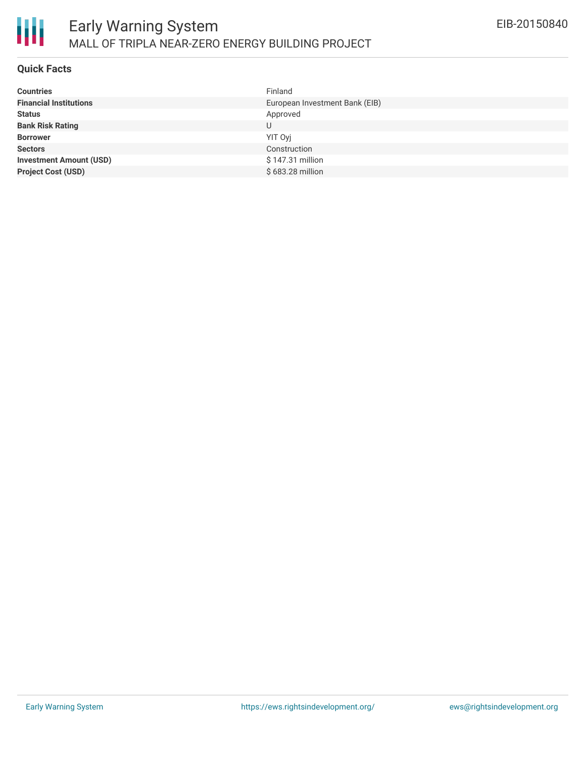# Early Warning System

## MALL OF TRIPLA NEAR-ZERO ENERGY BUILDING PROJECT

EIB-20150840

### Quick Facts

| | |
|---|---|
| **Countries** | Finland |
| **Financial Institutions** | European Investment Bank (EIB) |
| **Status** | Approved |
| **Bank Risk Rating** | U |
| **Borrower** | YIT Oyj |
| **Sectors** | Construction |
| **Investment Amount (USD)** | $ 147.31 million |
| **Project Cost (USD)** | $ 683.28 million |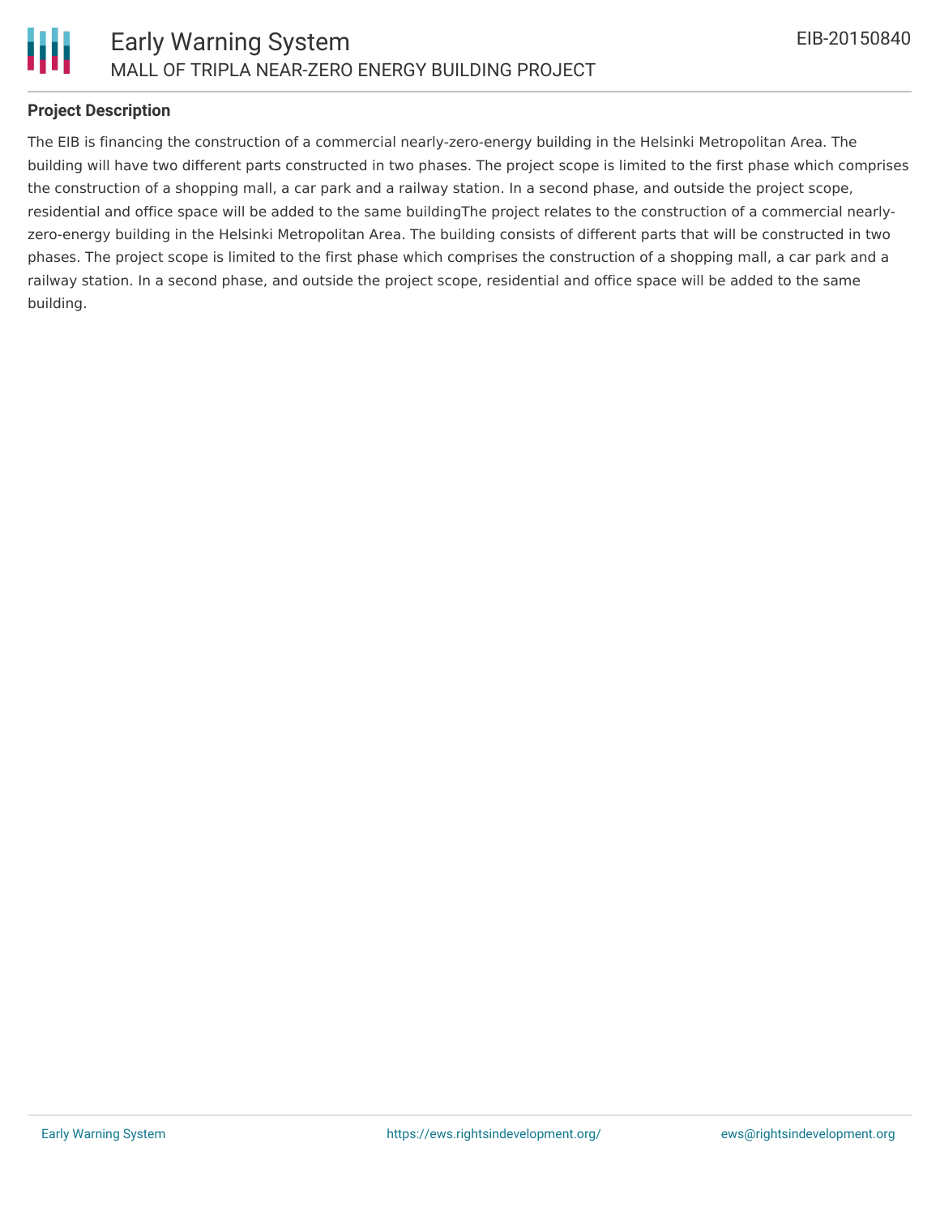**Project Description**

The EIB is financing the construction of a commercial nearly-zero-energy building in the Helsinki Metropolitan Area. The building will have two different parts constructed in two phases. The project scope is limited to the first phase which comprises the construction of a shopping mall, a car park and a railway station. In a second phase, and outside the project scope, residential and office space will be added to the same buildingThe project relates to the construction of a commercial nearly-zero-energy building in the Helsinki Metropolitan Area. The building consists of different parts that will be constructed in two phases. The project scope is limited to the first phase which comprises the construction of a shopping mall, a car park and a railway station. In a second phase, and outside the project scope, residential and office space will be added to the same building.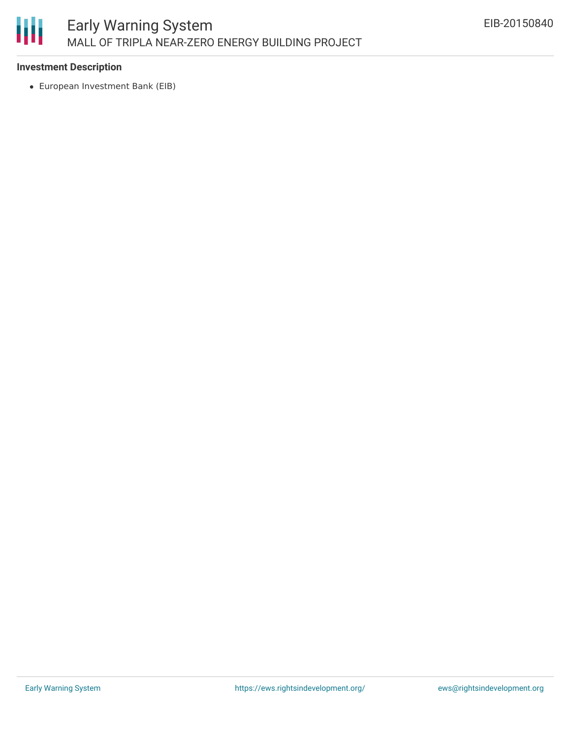### Investment Description

- European Investment Bank (EIB)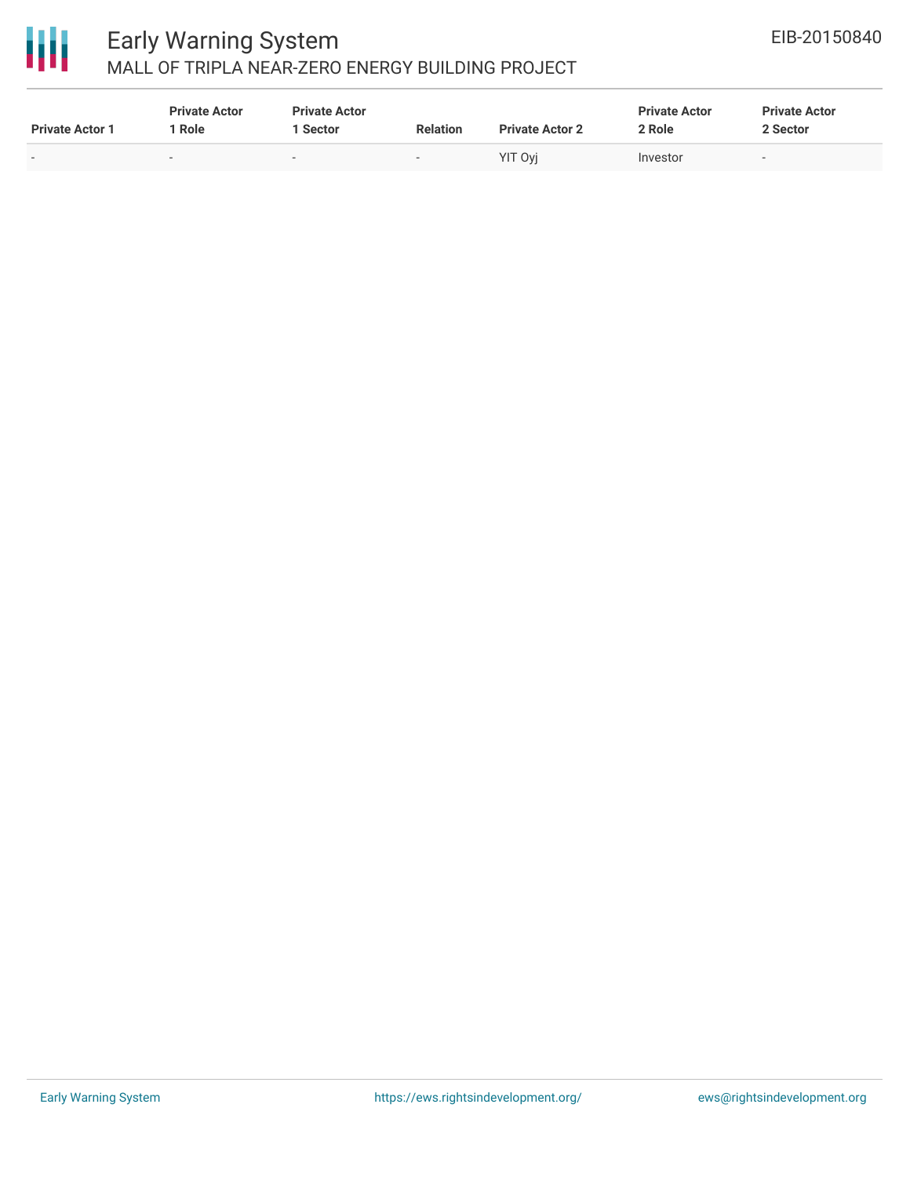| Private Actor 1 | Private Actor 1 Role | Private Actor 1 Sector | Relation | Private Actor 2 | Private Actor 2 Role | Private Actor 2 Sector |
|---|---|---|---|---|---|---|
| - | - | - | - | YIT Oyj | Investor | - |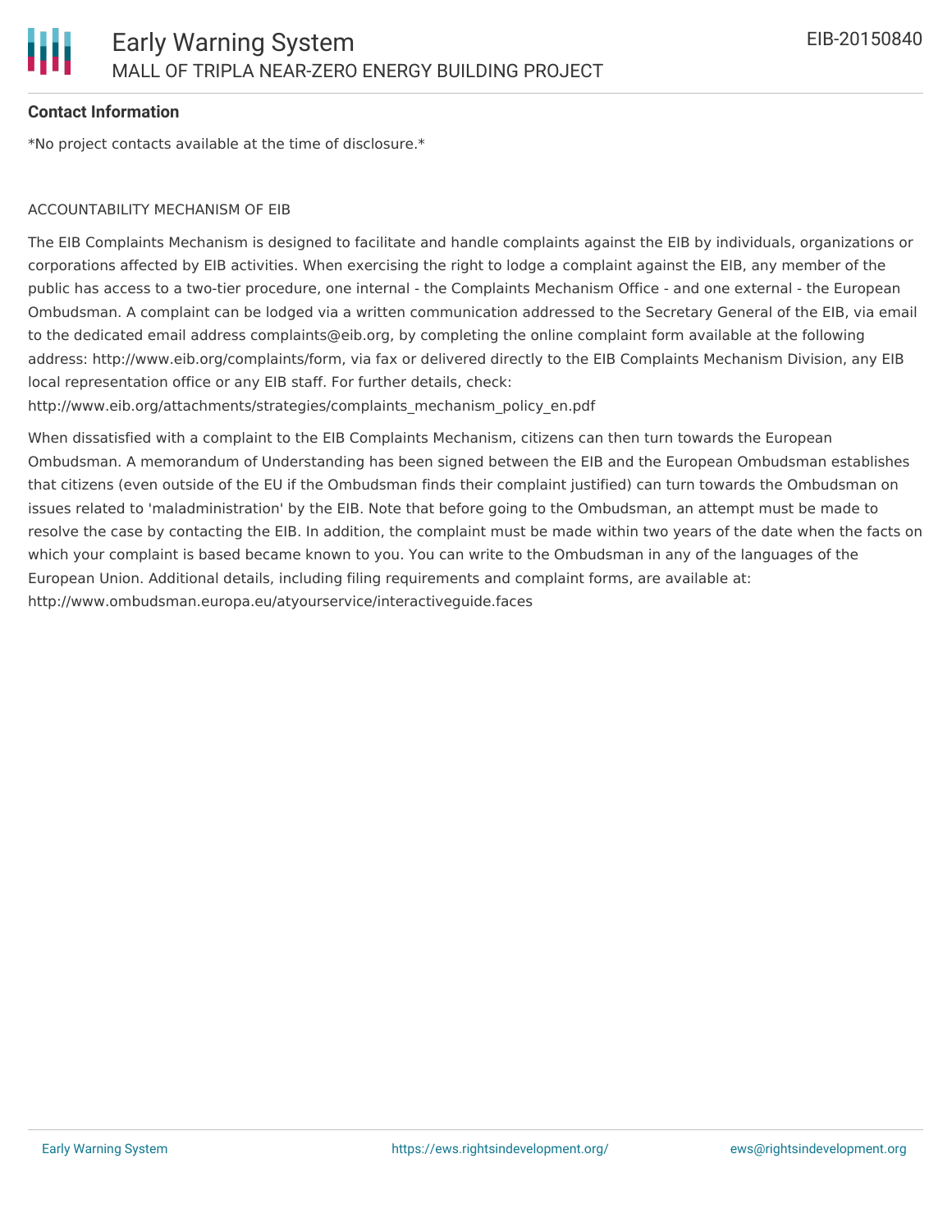**Contact Information**

*No project contacts available at the time of disclosure.*

ACCOUNTABILITY MECHANISM OF EIB

The EIB Complaints Mechanism is designed to facilitate and handle complaints against the EIB by individuals, organizations or corporations affected by EIB activities. When exercising the right to lodge a complaint against the EIB, any member of the public has access to a two-tier procedure, one internal - the Complaints Mechanism Office - and one external - the European Ombudsman. A complaint can be lodged via a written communication addressed to the Secretary General of the EIB, via email to the dedicated email address complaints@eib.org, by completing the online complaint form available at the following address: http://www.eib.org/complaints/form, via fax or delivered directly to the EIB Complaints Mechanism Division, any EIB local representation office or any EIB staff. For further details, check: http://www.eib.org/attachments/strategies/complaints_mechanism_policy_en.pdf

When dissatisfied with a complaint to the EIB Complaints Mechanism, citizens can then turn towards the European Ombudsman. A memorandum of Understanding has been signed between the EIB and the European Ombudsman establishes that citizens (even outside of the EU if the Ombudsman finds their complaint justified) can turn towards the Ombudsman on issues related to 'maladministration' by the EIB. Note that before going to the Ombudsman, an attempt must be made to resolve the case by contacting the EIB. In addition, the complaint must be made within two years of the date when the facts on which your complaint is based became known to you. You can write to the Ombudsman in any of the languages of the European Union. Additional details, including filing requirements and complaint forms, are available at: http://www.ombudsman.europa.eu/atyourservice/interactiveguide.faces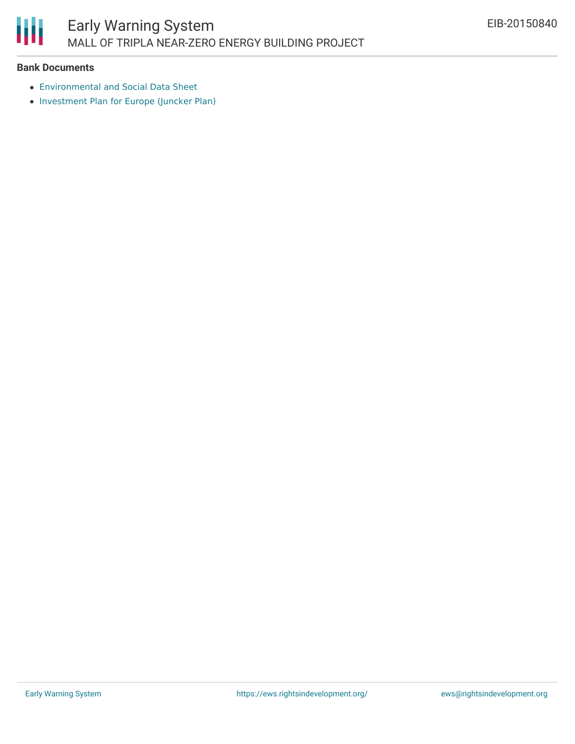**Bank Documents**

- Environmental and Social Data Sheet
- Investment Plan for Europe (Juncker Plan)